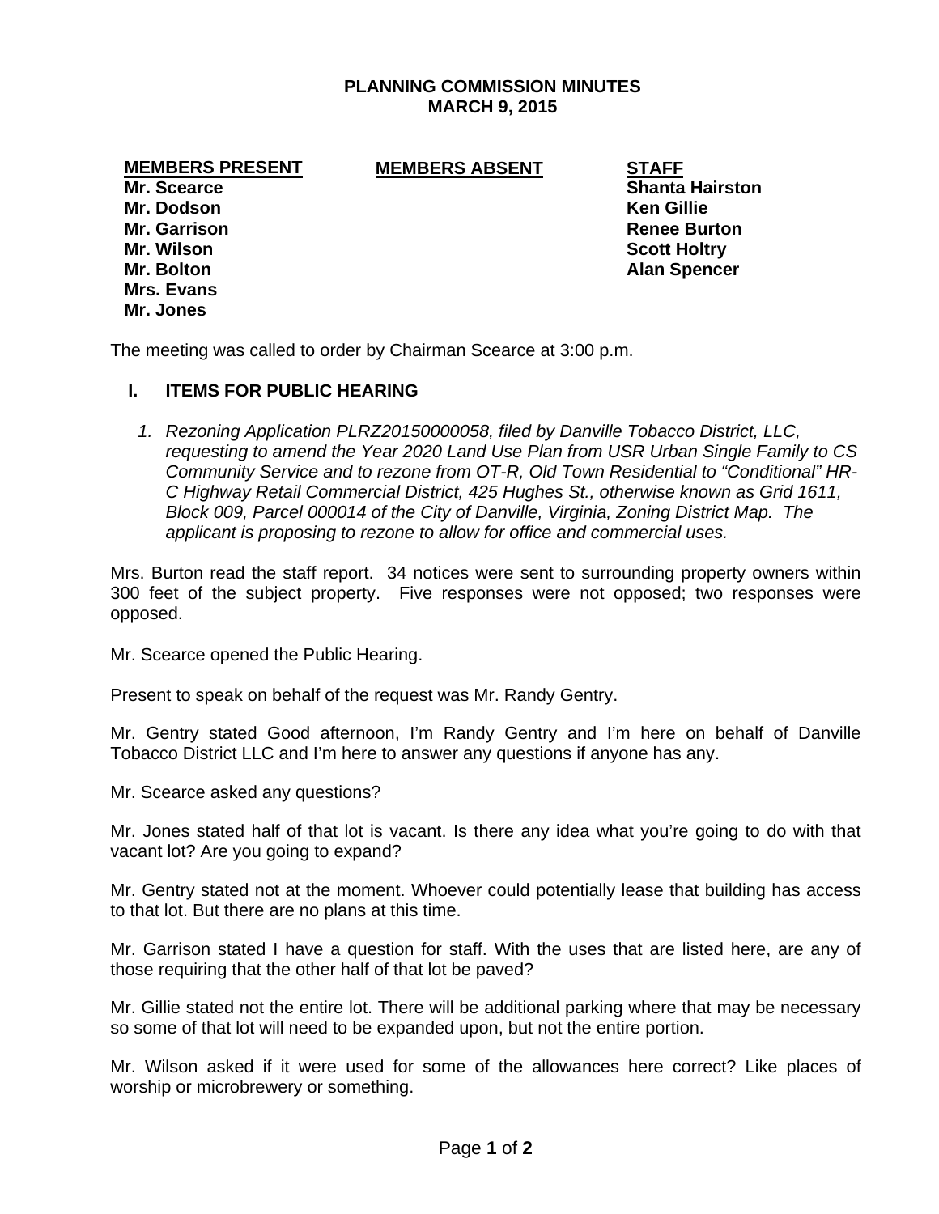**PLANNING COMMISSION MINUTES**
**MARCH 9, 2015**

| MEMBERS PRESENT | MEMBERS ABSENT | STAFF |
|---|---|---|
| Mr. Scearce | | Shanta Hairston |
| Mr. Dodson | | Ken Gillie |
| Mr. Garrison | | Renee Burton |
| Mr. Wilson | | Scott Holtry |
| Mr. Bolton | | Alan Spencer |
| Mrs. Evans | | |
| Mr. Jones | | |

The meeting was called to order by Chairman Scearce at 3:00 p.m.

## I. ITEMS FOR PUBLIC HEARING

1. *Rezoning Application PLRZ20150000058, filed by Danville Tobacco District, LLC, requesting to amend the Year 2020 Land Use Plan from USR Urban Single Family to CS Community Service and to rezone from OT-R, Old Town Residential to "Conditional" HR-C Highway Retail Commercial District, 425 Hughes St., otherwise known as Grid 1611, Block 009, Parcel 000014 of the City of Danville, Virginia, Zoning District Map. The applicant is proposing to rezone to allow for office and commercial uses.*

Mrs. Burton read the staff report. 34 notices were sent to surrounding property owners within 300 feet of the subject property. Five responses were not opposed; two responses were opposed.

Mr. Scearce opened the Public Hearing.

Present to speak on behalf of the request was Mr. Randy Gentry.

Mr. Gentry stated Good afternoon, I'm Randy Gentry and I'm here on behalf of Danville Tobacco District LLC and I'm here to answer any questions if anyone has any.

Mr. Scearce asked any questions?

Mr. Jones stated half of that lot is vacant. Is there any idea what you're going to do with that vacant lot? Are you going to expand?

Mr. Gentry stated not at the moment. Whoever could potentially lease that building has access to that lot. But there are no plans at this time.

Mr. Garrison stated I have a question for staff. With the uses that are listed here, are any of those requiring that the other half of that lot be paved?

Mr. Gillie stated not the entire lot. There will be additional parking where that may be necessary so some of that lot will need to be expanded upon, but not the entire portion.

Mr. Wilson asked if it were used for some of the allowances here correct? Like places of worship or microbrewery or something.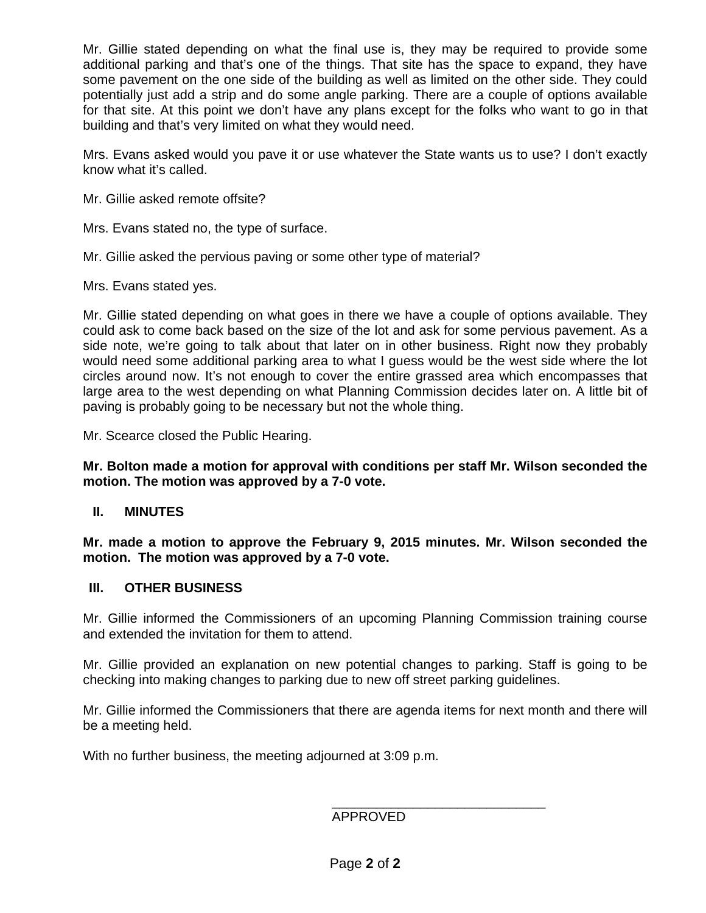Mr. Gillie stated depending on what the final use is, they may be required to provide some additional parking and that's one of the things. That site has the space to expand, they have some pavement on the one side of the building as well as limited on the other side. They could potentially just add a strip and do some angle parking. There are a couple of options available for that site. At this point we don't have any plans except for the folks who want to go in that building and that's very limited on what they would need.

Mrs. Evans asked would you pave it or use whatever the State wants us to use? I don't exactly know what it's called.

Mr. Gillie asked remote offsite?

Mrs. Evans stated no, the type of surface.

Mr. Gillie asked the pervious paving or some other type of material?

Mrs. Evans stated yes.

Mr. Gillie stated depending on what goes in there we have a couple of options available. They could ask to come back based on the size of the lot and ask for some pervious pavement. As a side note, we're going to talk about that later on in other business. Right now they probably would need some additional parking area to what I guess would be the west side where the lot circles around now. It's not enough to cover the entire grassed area which encompasses that large area to the west depending on what Planning Commission decides later on. A little bit of paving is probably going to be necessary but not the whole thing.

Mr. Scearce closed the Public Hearing.

**Mr. Bolton made a motion for approval with conditions per staff Mr. Wilson seconded the motion. The motion was approved by a 7-0 vote.**

## II. MINUTES

**Mr. made a motion to approve the February 9, 2015 minutes. Mr. Wilson seconded the motion. The motion was approved by a 7-0 vote.**

## III. OTHER BUSINESS

Mr. Gillie informed the Commissioners of an upcoming Planning Commission training course and extended the invitation for them to attend.

Mr. Gillie provided an explanation on new potential changes to parking. Staff is going to be checking into making changes to parking due to new off street parking guidelines.

Mr. Gillie informed the Commissioners that there are agenda items for next month and there will be a meeting held.

With no further business, the meeting adjourned at 3:09 p.m.

\_\_\_\_\_\_\_\_\_\_\_\_\_\_\_\_\_\_\_\_\_\_\_\_\_\_\_\_\_\_

APPROVED